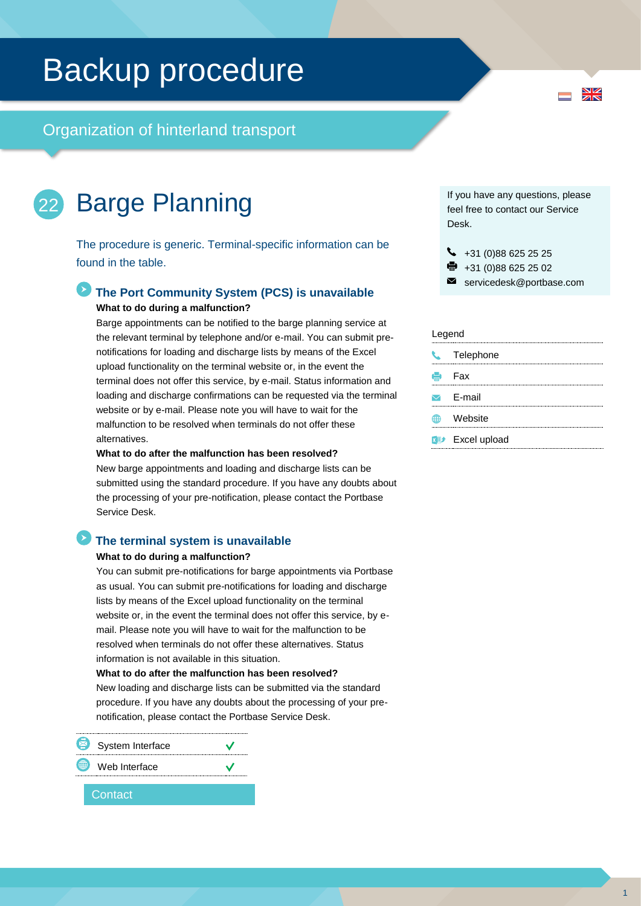# Backup procedure

## Organization of hinterland transport

# 22 Barge Planning

The procedure is generic. Terminal-specific information can be found in the table.

### The Port Community System (PCS) is unavailable

**What to do during a malfunction?**

Barge appointments can be notified to the barge planning service at the relevant terminal by telephone and/or e-mail. You can submit pre-notifications for loading and discharge lists by means of the Excel upload functionality on the terminal website or, in the event the terminal does not offer this service, by e-mail. Status information and loading and discharge confirmations can be requested via the terminal website or by e-mail. Please note you will have to wait for the malfunction to be resolved when terminals do not offer these alternatives.

**What to do after the malfunction has been resolved?**

New barge appointments and loading and discharge lists can be submitted using the standard procedure. If you have any doubts about the processing of your pre-notification, please contact the Portbase Service Desk.

### The terminal system is unavailable

**What to do during a malfunction?**

You can submit pre-notifications for barge appointments via Portbase as usual. You can submit pre-notifications for loading and discharge lists by means of the Excel upload functionality on the terminal website or, in the event the terminal does not offer this service, by e-mail. Please note you will have to wait for the malfunction to be resolved when terminals do not offer these alternatives. Status information is not available in this situation.

**What to do after the malfunction has been resolved?**

New loading and discharge lists can be submitted via the standard procedure. If you have any doubts about the processing of your pre-notification, please contact the Portbase Service Desk.

| | |
|---|---|
| System Interface | ✓ |
| Web Interface | ✓ |

Contact

If you have any questions, please feel free to contact our Service Desk.

- Telephone: +31 (0)88 625 25 25
- Fax: +31 (0)88 625 25 02
- E-mail: servicedesk@portbase.com

Legend

- Telephone
- Fax
- E-mail
- Website
- Excel upload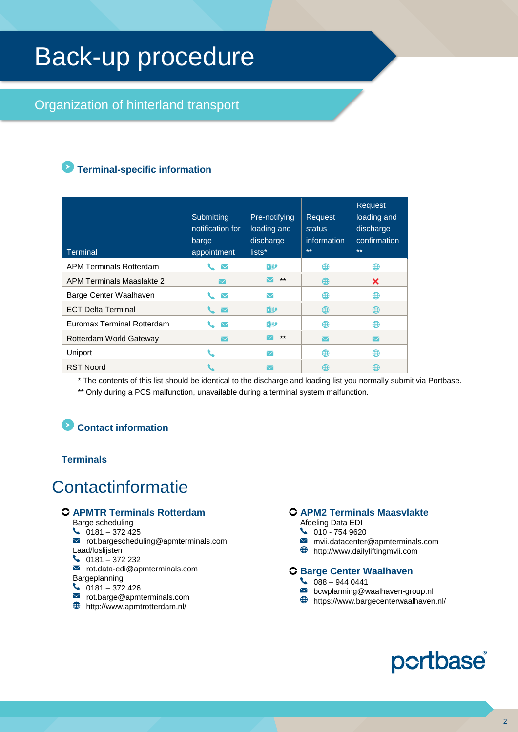# Back-up procedure

## Organization of hinterland transport

### Terminal-specific information

| Terminal | Submitting notification for barge appointment | Pre-notifying loading and discharge lists* | Request status information ** | Request loading and discharge confirmation ** |
|---|---|---|---|---|
| APM Terminals Rotterdam | Phone, Email | Excel | Web | Web |
| APM Terminals Maaslakte 2 | Email | Email ** | Web | ✕ |
| Barge Center Waalhaven | Phone, Email | Email | Web | Web |
| ECT Delta Terminal | Phone, Email | Excel | Web | Web |
| Euromax Terminal Rotterdam | Phone, Email | Excel | Web | Web |
| Rotterdam World Gateway | Email | Email ** | Email | Email |
| Uniport | Phone | Email | Web | Web |
| RST Noord | Phone | Email | Web | Web |

\* The contents of this list should be identical to the discharge and loading list you normally submit via Portbase.

\*\* Only during a PCS malfunction, unavailable during a terminal system malfunction.

### Contact information

#### Terminals

## Contactinformatie

**APMTR Terminals Rotterdam**

Barge scheduling
- Phone: 0181 – 372 425
- Email: rot.bargescheduling@apmterminals.com

Laad/loslijsten
- Phone: 0181 – 372 232
- Email: rot.data-edi@apmterminals.com

Bargeplanning
- Phone: 0181 – 372 426
- Email: rot.barge@apmterminals.com
- Web: http://www.apmtrotterdam.nl/

**APM2 Terminals Maasvlakte**

Afdeling Data EDI
- Phone: 010 - 754 9620
- Email: mvii.datacenter@apmterminals.com
- Web: http://www.dailyliftingmvii.com

**Barge Center Waalhaven**
- Phone: 088 – 944 0441
- Email: bcwplanning@waalhaven-group.nl
- Web: https://www.bargecenterwaalhaven.nl/

portbase®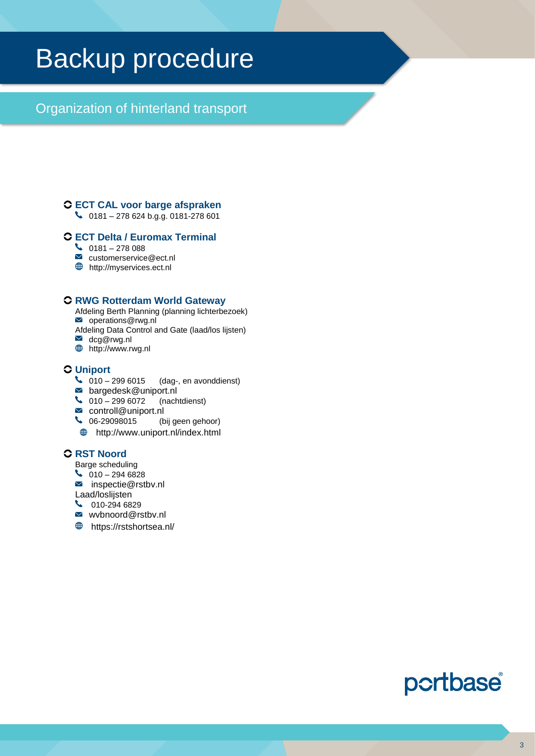# Backup procedure

## Organization of hinterland transport

### ECT CAL voor barge afspraken

- 0181 – 278 624 b.g.g. 0181-278 601

### ECT Delta / Euromax Terminal

- 0181 – 278 088
- customerservice@ect.nl
- http://myservices.ect.nl

### RWG Rotterdam World Gateway

Afdeling Berth Planning (planning lichterbezoek)
- operations@rwg.nl

Afdeling Data Control and Gate (laad/los lijsten)
- dcg@rwg.nl
- http://www.rwg.nl

### Uniport

- 010 – 299 6015 (dag-, en avonddienst)
- bargedesk@uniport.nl
- 010 – 299 6072 (nachtdienst)
- controll@uniport.nl
- 06-29098015 (bij geen gehoor)
- http://www.uniport.nl/index.html

### RST Noord

Barge scheduling
- 010 – 294 6828
- inspectie@rstbv.nl

Laad/loslijsten
- 010-294 6829
- wvbnoord@rstbv.nl
- https://rstshortsea.nl/

portbase®